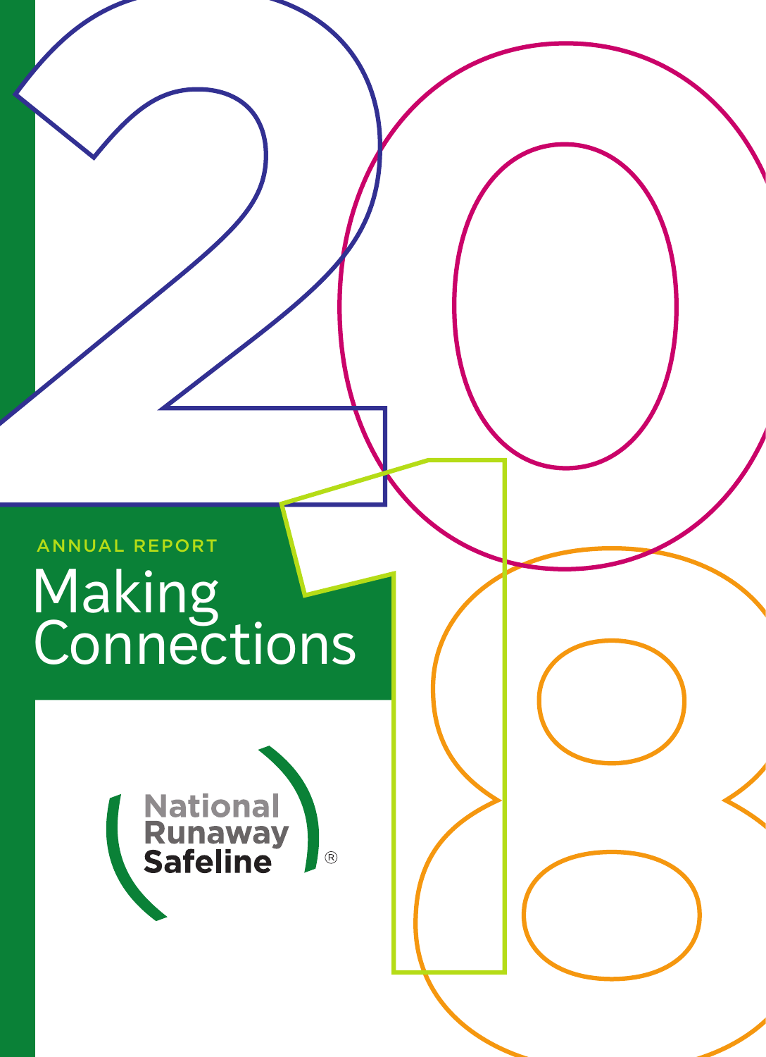ANNUAL REPORT

# Making Connections

2018

National Runaway Safeline®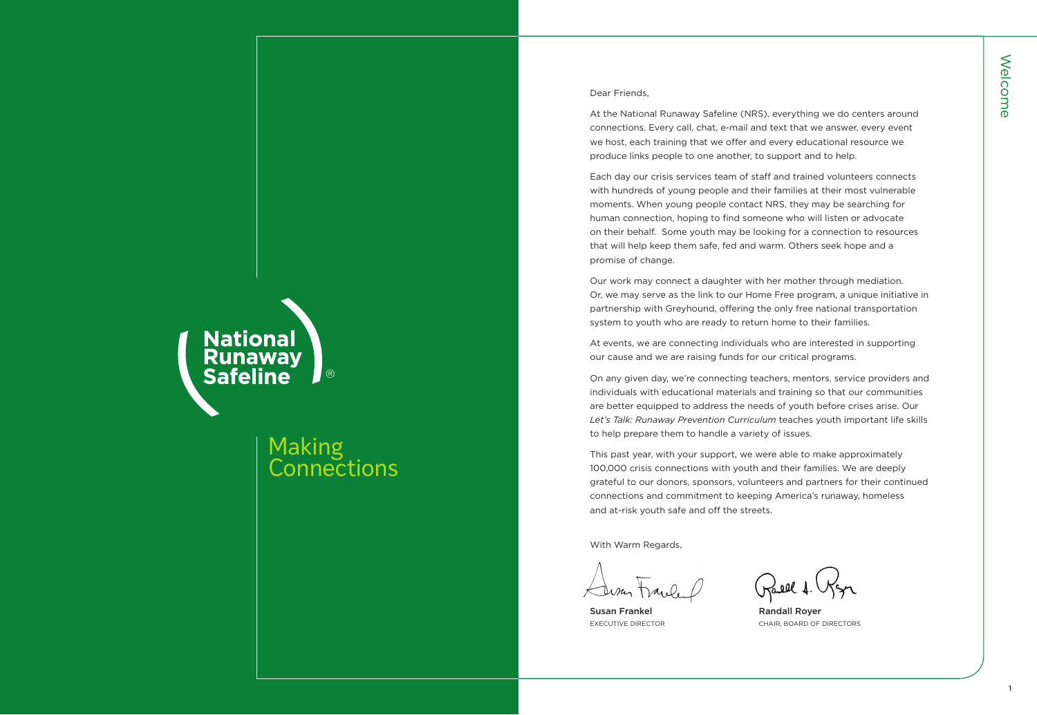# National Runaway Safeline®

## Making Connections

# Welcome

Dear Friends,

At the National Runaway Safeline (NRS), everything we do centers around connections. Every call, chat, e-mail and text that we answer, every event we host, each training that we offer and every educational resource we produce links people to one another, to support and to help.

Each day our crisis services team of staff and trained volunteers connects with hundreds of young people and their families at their most vulnerable moments. When young people contact NRS, they may be searching for human connection, hoping to find someone who will listen or advocate on their behalf. Some youth may be looking for a connection to resources that will help keep them safe, fed and warm. Others seek hope and a promise of change.

Our work may connect a daughter with her mother through mediation. Or, we may serve as the link to our Home Free program, a unique initiative in partnership with Greyhound, offering the only free national transportation system to youth who are ready to return home to their families.

At events, we are connecting individuals who are interested in supporting our cause and we are raising funds for our critical programs.

On any given day, we're connecting teachers, mentors, service providers and individuals with educational materials and training so that our communities are better equipped to address the needs of youth before crises arise. Our *Let's Talk: Runaway Prevention Curriculum* teaches youth important life skills to help prepare them to handle a variety of issues.

This past year, with your support, we were able to make approximately 100,000 crisis connections with youth and their families. We are deeply grateful to our donors, sponsors, volunteers and partners for their continued connections and commitment to keeping America's runaway, homeless and at-risk youth safe and off the streets.

With Warm Regards,

Susan Frankel
EXECUTIVE DIRECTOR

Randall Royer
CHAIR, BOARD OF DIRECTORS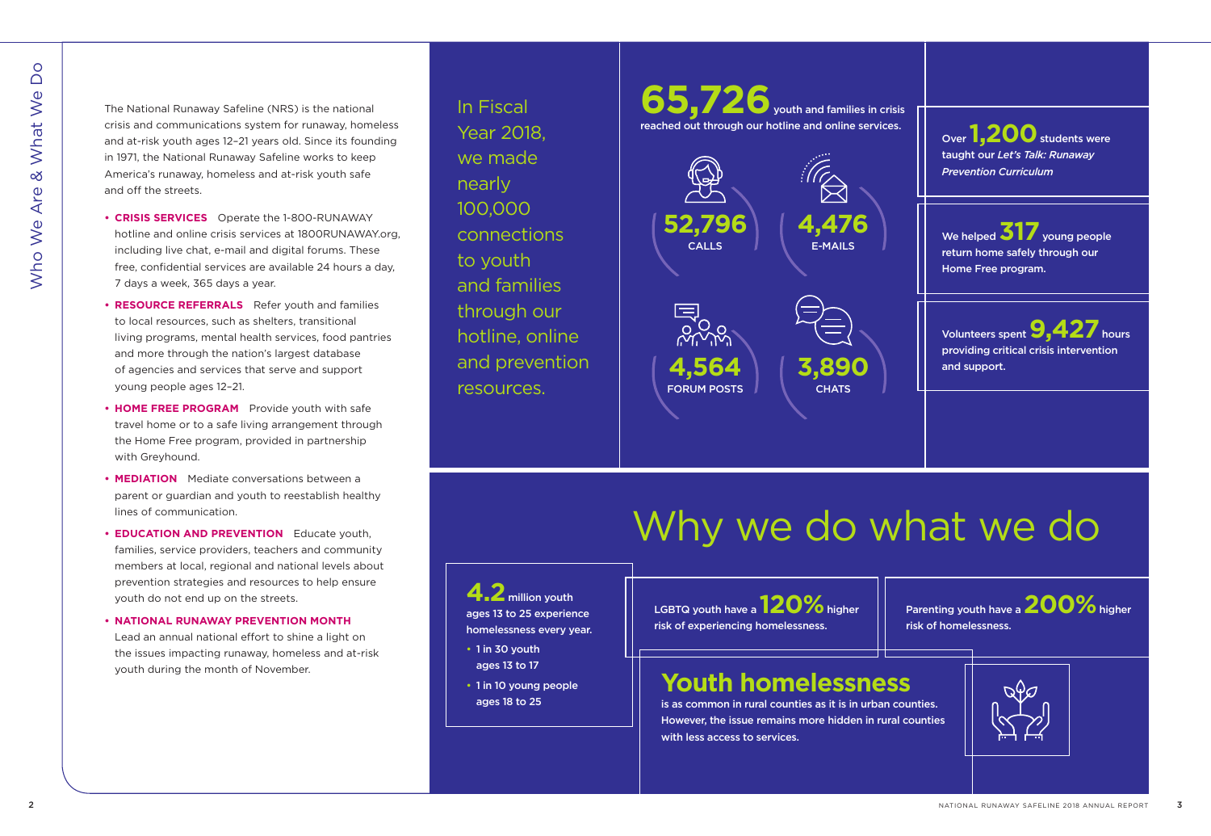# Who We Are & What We Do

The National Runaway Safeline (NRS) is the national crisis and communications system for runaway, homeless and at-risk youth ages 12–21 years old. Since its founding in 1971, the National Runaway Safeline works to keep America's runaway, homeless and at-risk youth safe and off the streets.

- **CRISIS SERVICES** Operate the 1-800-RUNAWAY hotline and online crisis services at 1800RUNAWAY.org, including live chat, e-mail and digital forums. These free, confidential services are available 24 hours a day, 7 days a week, 365 days a year.
- **RESOURCE REFERRALS** Refer youth and families to local resources, such as shelters, transitional living programs, mental health services, food pantries and more through the nation's largest database of agencies and services that serve and support young people ages 12–21.
- **HOME FREE PROGRAM** Provide youth with safe travel home or to a safe living arrangement through the Home Free program, provided in partnership with Greyhound.
- **MEDIATION** Mediate conversations between a parent or guardian and youth to reestablish healthy lines of communication.
- **EDUCATION AND PREVENTION** Educate youth, families, service providers, teachers and community members at local, regional and national levels about prevention strategies and resources to help ensure youth do not end up on the streets.
- **NATIONAL RUNAWAY PREVENTION MONTH** Lead an annual national effort to shine a light on the issues impacting runaway, homeless and at-risk youth during the month of November.

In Fiscal Year 2018, we made nearly 100,000 connections to youth and families through our hotline, online and prevention resources.

**65,726** youth and families in crisis reached out through our hotline and online services.

- **52,796** CALLS
- **4,476** E-MAILS
- **4,564** FORUM POSTS
- **3,890** CHATS

Over **1,200** students were taught our *Let's Talk: Runaway Prevention Curriculum*

We helped **317** young people return home safely through our Home Free program.

Volunteers spent **9,427** hours providing critical crisis intervention and support.

## Why we do what we do

**4.2** million youth ages 13 to 25 experience homelessness every year.

- 1 in 30 youth ages 13 to 17
- 1 in 10 young people ages 18 to 25

LGBTQ youth have a **120%** higher risk of experiencing homelessness.

Parenting youth have a **200%** higher risk of homelessness.

**Youth homelessness** is as common in rural counties as it is in urban counties. However, the issue remains more hidden in rural counties with less access to services.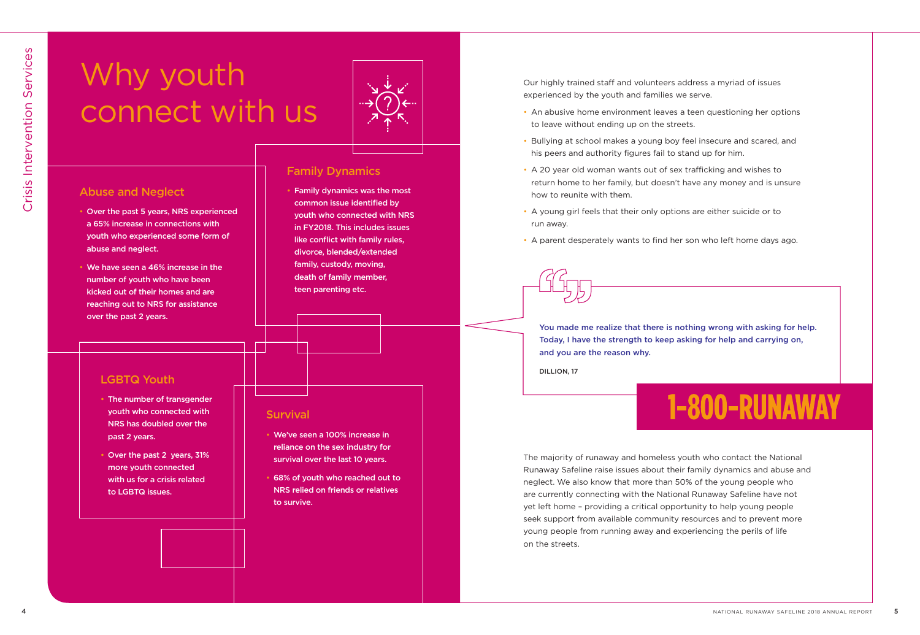# Why youth connect with us

## Abuse and Neglect

- Over the past 5 years, NRS experienced a 65% increase in connections with youth who experienced some form of abuse and neglect.
- We have seen a 46% increase in the number of youth who have been kicked out of their homes and are reaching out to NRS for assistance over the past 2 years.

## Family Dynamics

- Family dynamics was the most common issue identified by youth who connected with NRS in FY2018. This includes issues like conflict with family rules, divorce, blended/extended family, custody, moving, death of family member, teen parenting etc.

## LGBTQ Youth

- The number of transgender youth who connected with NRS has doubled over the past 2 years.
- Over the past 2 years, 31% more youth connected with us for a crisis related to LGBTQ issues.

## Survival

- We've seen a 100% increase in reliance on the sex industry for survival over the last 10 years.
- 68% of youth who reached out to NRS relied on friends or relatives to survive.

Our highly trained staff and volunteers address a myriad of issues experienced by the youth and families we serve.

- An abusive home environment leaves a teen questioning her options to leave without ending up on the streets.
- Bullying at school makes a young boy feel insecure and scared, and his peers and authority figures fail to stand up for him.
- A 20 year old woman wants out of sex trafficking and wishes to return home to her family, but doesn't have any money and is unsure how to reunite with them.
- A young girl feels that their only options are either suicide or to run away.
- A parent desperately wants to find her son who left home days ago.

> You made me realize that there is nothing wrong with asking for help. Today, I have the strength to keep asking for help and carrying on, and you are the reason why.
>
> DILLION, 17

**1-800-RUNAWAY**

The majority of runaway and homeless youth who contact the National Runaway Safeline raise issues about their family dynamics and abuse and neglect. We also know that more than 50% of the young people who are currently connecting with the National Runaway Safeline have not yet left home – providing a critical opportunity to help young people seek support from available community resources and to prevent more young people from running away and experiencing the perils of life on the streets.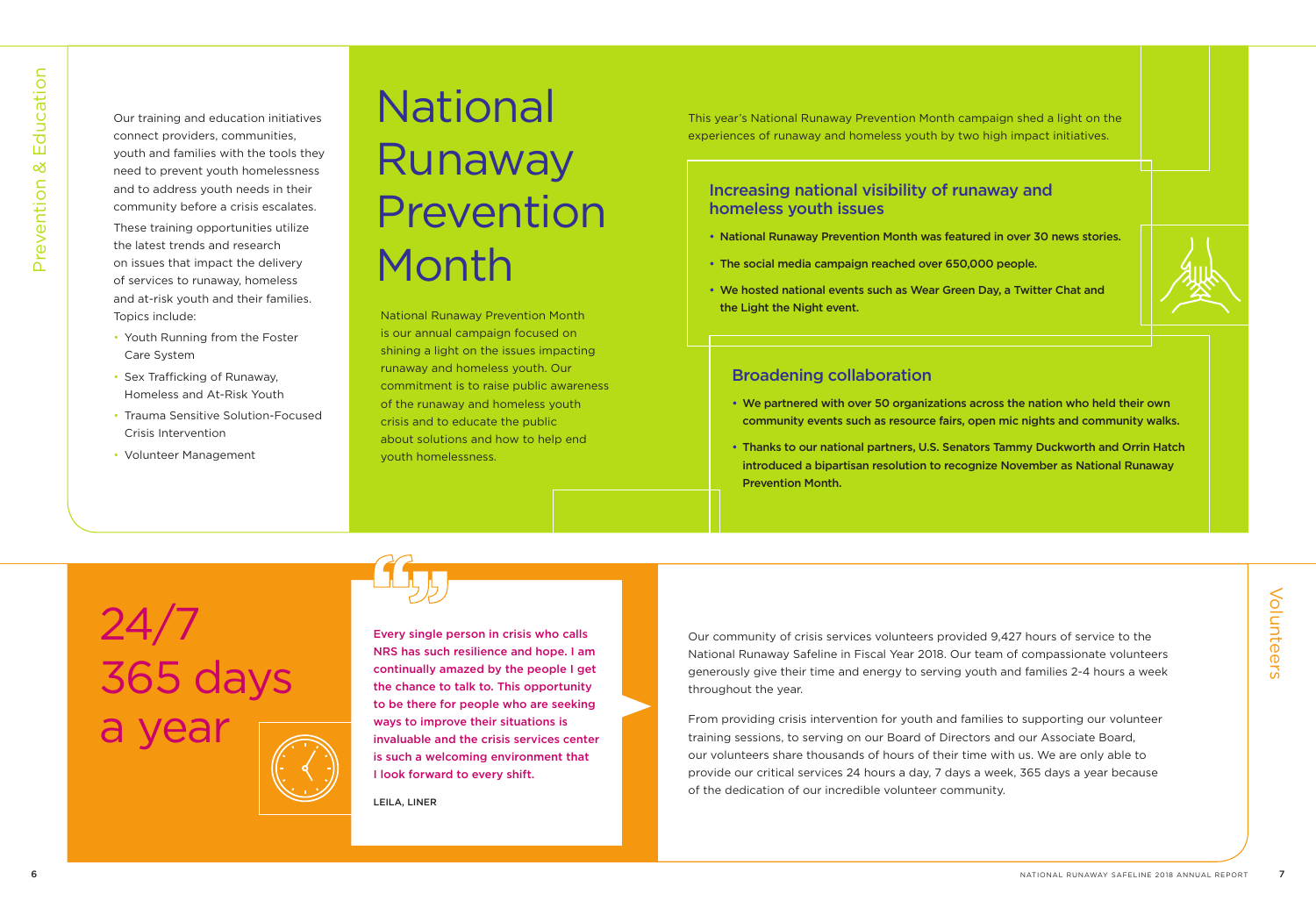# Prevention & Education

Our training and education initiatives connect providers, communities, youth and families with the tools they need to prevent youth homelessness and to address youth needs in their community before a crisis escalates.

These training opportunities utilize the latest trends and research on issues that impact the delivery of services to runaway, homeless and at-risk youth and their families. Topics include:

- Youth Running from the Foster Care System
- Sex Trafficking of Runaway, Homeless and At-Risk Youth
- Trauma Sensitive Solution-Focused Crisis Intervention
- Volunteer Management

# National Runaway Prevention Month

National Runaway Prevention Month is our annual campaign focused on shining a light on the issues impacting runaway and homeless youth. Our commitment is to raise public awareness of the runaway and homeless youth crisis and to educate the public about solutions and how to help end youth homelessness.

This year's National Runaway Prevention Month campaign shed a light on the experiences of runaway and homeless youth by two high impact initiatives.

## Increasing national visibility of runaway and homeless youth issues

- **National Runaway Prevention Month was featured in over 30 news stories.**
- **The social media campaign reached over 650,000 people.**
- **We hosted national events such as Wear Green Day, a Twitter Chat and the Light the Night event.**

## Broadening collaboration

- **We partnered with over 50 organizations across the nation who held their own community events such as resource fairs, open mic nights and community walks.**
- **Thanks to our national partners, U.S. Senators Tammy Duckworth and Orrin Hatch introduced a bipartisan resolution to recognize November as National Runaway Prevention Month.**

# Volunteers

## 24/7 365 days a year

**Every single person in crisis who calls NRS has such resilience and hope. I am continually amazed by the people I get the chance to talk to. This opportunity to be there for people who are seeking ways to improve their situations is invaluable and the crisis services center is such a welcoming environment that I look forward to every shift.**

LEILA, LINER

Our community of crisis services volunteers provided 9,427 hours of service to the National Runaway Safeline in Fiscal Year 2018. Our team of compassionate volunteers generously give their time and energy to serving youth and families 2-4 hours a week throughout the year.

From providing crisis intervention for youth and families to supporting our volunteer training sessions, to serving on our Board of Directors and our Associate Board, our volunteers share thousands of hours of their time with us. We are only able to provide our critical services 24 hours a day, 7 days a week, 365 days a year because of the dedication of our incredible volunteer community.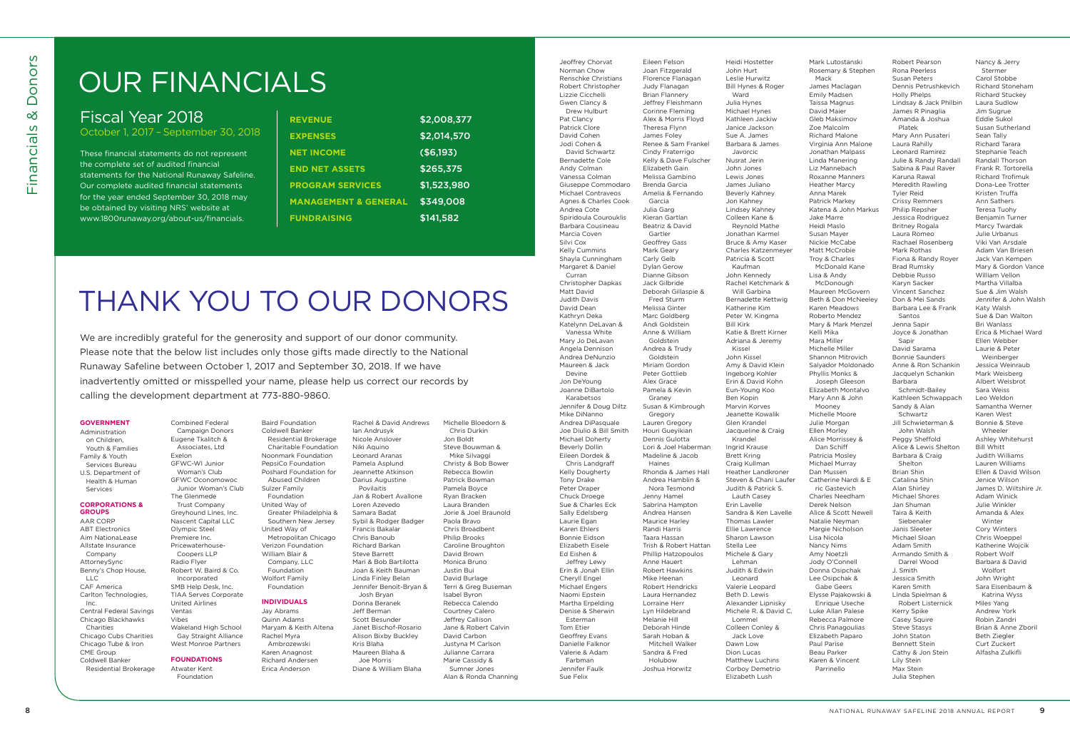# OUR FINANCIALS

## Fiscal Year 2018

October 1, 2017 – September 30, 2018

These financial statements do not represent the complete set of audited financial statements for the National Runaway Safeline. Our complete audited financial statements for the year ended September 30, 2018 may be obtained by visiting NRS' website at www.1800runaway.org/about-us/financials.

| | |
|---|---|
| **REVENUE** | $2,008,377 |
| **EXPENSES** | $2,014,570 |
| **NET INCOME** | ($6,193) |
| **END NET ASSETS** | $265,375 |
| **PROGRAM SERVICES** | $1,523,980 |
| **MANAGEMENT & GENERAL** | $349,008 |
| **FUNDRAISING** | $141,582 |

# THANK YOU TO OUR DONORS

We are incredibly grateful for the generosity and support of our donor community. Please note that the below list includes only those gifts made directly to the National Runaway Safeline between October 1, 2017 and September 30, 2018. If we have inadvertently omitted or misspelled your name, please help us correct our records by calling the development department at 773-880-9860.

### GOVERNMENT

Administration on Children, Youth & Families
Family & Youth Services Bureau
U.S. Department of Health & Human Services

### CORPORATIONS & GROUPS

AAR CORP
ABT Electronics
Aim NationaLease
Allstate Insurance Company
AttorneySync
Benny's Chop House, LLC
CAF America
Carlton Technologies, Inc.
Central Federal Savings
Chicago Blackhawks Charities
Chicago Cubs Charities
Chicago Tube & Iron
CME Group
Coldwell Banker Residential Brokerage
Combined Federal Campaign Donors
Eugene Tkalitch & Associates, Ltd
Exelon
GFWC-WI Junior Woman's Club
GFWC Oconomowoc Junior Woman's Club
The Glenmede Trust Company
Greyhound Lines, Inc.
Nascent Capital LLC
Olympic Steel
Premiere Inc.
Pricewaterhouse-Coopers LLP
Radio Flyer
Robert W. Baird & Co. Incorporated
SMB Help Desk, Inc.
TIAA Serves Corporate
United Airlines
Ventas
Vibes
Wakeland High School Gay Straight Alliance
West Monroe Partners

### FOUNDATIONS

Atwater Kent Foundation
Baird Foundation
Coldwell Banker Residential Brokerage Charitable Foundation
Noonmark Foundation
PepsiCo Foundation
Poshard Foundation for Abused Children
Sulzer Family Foundation
United Way of Greater Philadelphia & Southern New Jersey
United Way of Metropolitan Chicago
Verizon Foundation
William Blair & Company, LLC Foundation
Wolfort Family Foundation

### INDIVIDUALS

Jay Abrams
Quinn Adams
Maryam & Keith Altena
Rachel Myra Ambrozewski
Karen Anagnost
Richard Andersen
Erica Anderson
Rachel & David Andrews
Ian Andrusyk
Nicole Anslover
Niki Aquino
Leonard Aranas
Pamela Asplund
Jeannette Atkinson
Darius Augustine Povilaitis
Jan & Robert Avallone
Loren Azevedo
Samara Badat
Sybil & Rodger Badger
Francis Bakalar
Chris Banoub
Richard Barkan
Steve Barrett
Mari & Bob Bartilotta
Joan & Keith Bauman
Linda Finley Belan
Jennifer Benoit-Bryan & Josh Bryan
Donna Beranek
Jeff Berman
Scott Besunder
Janet Bischof-Rosario
Alison Bixby Buckley
Kris Blaha
Maureen Blaha & Joe Morris
Diane & William Blaha
Michelle Bloedorn & Chris Durkin
Jon Boldt
Steve Bouwman & Mike Silvaggi
Christy & Bob Bower
Rebecca Bowlin
Patrick Bowman
Pamela Boyce
Ryan Bracken
Laura Branden
Jorie & Joel Braunold
Paola Bravo
Chris Broadbent
Philip Brooks
Caroline Broughton
David Brown
Monica Bruno
Justin Bui
David Burlage
Terri & Greg Buseman
Isabel Byron
Rebecca Calendo
Courtney Calero
Jeffrey Callison
Jane & Robert Calvin
David Carbon
Justyna M Carlson
Julianne Carrara
Marie Cassidy & Sumner Jones
Alan & Ronda Channing
Jeoffrey Chorvat
Norman Chow
Renschke Christians
Robert Christopher
Lizzie Cicchelli
Gwen Clancy & Drew Hulburt
Pat Clancy
Patrick Clore
David Cohen
Jodi Cohen & David Schwartz
Bernadette Cole
Andy Colman
Vanessa Colman
Giuseppe Commodaro
Michael Contraveos
Agnes & Charles Cook
Andrea Cote
Spiridoula Courouklis
Barbara Cousineau
Marcia Coven
Silvi Cox
Kelly Cummins
Shayla Cunningham
Margaret & Daniel Curran
Christopher Dapkas
Matt David
Judith Davis
David Dean
Kathryn Deka
Katelynn DeLavan & Vanessa White
Mary Jo DeLavan
Angela Dennison
Andrea DeNunzio
Maureen & Jack Devine
Jon DeYoung
Joanne DiBartolo Karabetsos
Jennifer & Doug Diltz
Mike DiNanno
Andrea DiPasquale
Joe Diulio & Bill Smith
Michael Doherty
Beverly Dollin
Eileen Dordek & Chris Landgraff
Kelly Dougherty
Tony Drake
Peter Draper
Chuck Droege
Sue & Charles Eck
Sally Edelsberg
Laurie Egan
Karen Ehlers
Bonnie Eidson
Elizabeth Eisele
Ed Eishen & Jeffrey Lewy
Erin & Jonah Ellin
Cheryll Engel
Michael Engers
Naomi Epstein
Martha Erpelding
Denise & Sherwin Esterman
Tom Etter
Geoffrey Evans
Danielle Falknor
Valerie & Adam Farbman
Jennifer Faulk
Sue Felix
Eileen Felson
Joan Fitzgerald
Florence Flanagan
Judy Flanagan
Brian Flannery
Jeffrey Fleishmann
Corinne Fleming
Alex & Morris Floyd
Theresa Flynn
James Foley
Renee & Sam Frankel
Cindy Fraterrigo
Kelly & Dave Fulscher
Elizabeth Gain
Melissa Gambino
Brenda Garcia
Amelia & Fernando Garcia
Julia Garg
Kieran Gartlan
Beatriz & David Gartler
Geoffrey Gass
Mark Geary
Carly Gelb
Dylan Gerow
Dianne Gibson
Jack Gilbride
Deborah Gillaspie & Fred Sturm
Melissa Ginter
Marc Goldberg
Andi Goldstein
Anne & William Goldstein
Andrea & Trudy Goldstein
Miriam Gordon
Peter Gottlieb
Alex Grace
Pamela & Kevin Graney
Susan & Kimbrough Gregory
Lauren Gregory
Houri Gueyikian
Dennis Gulotta
Lori & Joel Haberman
Madeline & Jacob Haines
Rhonda & James Hall
Andrea Hamblin & Nora Tesmond
Jenny Hamel
Sabrina Hampton
Andrea Hansen
Maurice Harley
Randi Harris
Taara Hassan
Trish & Robert Hattan
Phillip Hatzopoulos
Anne Hauert
Robert Hawkins
Mike Heenan
Robert Hendricks
Laura Hernandez
Lorraine Herr
Lyn Hildebrand
Melanie Hill
Deborah Hinde
Sarah Hoban & Mitchell Walker
Sandra & Fred Holubow
Joshua Horwitz
Heidi Hostetter
John Hurt
Leslie Hurwitz
Bill Hynes & Roger Ward
Julia Hynes
Michael Hynes
Kathleen Jackiw
Janice Jackson
Sue A. James
Barbara & James Javorcic
Nusrat Jerin
John Jones
Lewis Jones
James Juliano
Beverly Kahney
Jon Kahney
Lindsey Kahney
Colleen Kane & Reynold Mathe
Jonathan Karmel
Bruce & Amy Kaser
Charles Katzenmeyer
Patricia & Scott Kaufman
John Kennedy
Rachel Ketchmark & Will Garbina
Bernadette Kettwig
Katherine Kim
Peter W. Kingma
Bill Kirk
Katie & Brett Kirner
Adriana & Jeremy Kissel
John Kissel
Amy & David Klein
Ingeborg Kohler
Erin & David Kohn
Eun-Young Koo
Ben Kopin
Marvin Korves
Jeanette Kowalik
Glen Krandel
Jacqueline & Craig Krandel
Ingrid Krause
Brett Kring
Craig Kullman
Heather Landkroner
Steven & Chani Laufer
Judith & Patrick S. Lauth Casey
Erin Lavelle
Sandra & Ken Lavelle
Thomas Lawler
Ellie Lawrence
Sharon Lawson
Stella Lee
Michele & Gary Lehman
Judith & Edwin Leonard
Valerie Leopard
Beth D. Lewis
Alexander Lipnisky
Michele R. & David C. Lommel
Colleen Conley & Jack Love
Dawn Low
Dion Lucas
Matthew Luchins
Corboy Demetrio
Elizabeth Lush
Mark Lutostanski
Rosemary & Stephen Mack
James Maclagan
Emily Madsen
Taissa Magnus
David Maier
Gleb Maksimov
Zoe Malcolm
Richard Malone
Virginia Ann Malone
Jonathan Malpass
Linda Manering
Liz Mannebach
Roxanne Manners
Heather Marcy
Anna Marek
Patrick Markey
Katena & John Markus
Jake Marre
Heidi Maslo
Susan Mayer
Nickie McCabe
Matt McCrobie
Troy & Charles McDonald Kane
Lisa & Andy McDonough
Maureen McGovern
Beth & Don McNeeley
Karen Meadows
Roberto Mendez
Mary & Mark Menzel
Kelli Mika
Mara Miller
Michelle Miller
Shannon Mitrovich
Salyador Moldonado
Phyllis Monks & Joseph Gleeson
Elizabeth Montalvo
Mary Ann & John Mooney
Michelle Moore
Julie Morgan
Ellen Morley
Alice Morrissey & Dan Schiff
Patricia Mosley
Michael Murray
Dan Mussen
Catherine Nardi & E ric Gastevich
Charles Needham
Derek Nelson
Alice & Scott Newell
Natalie Neyman
Margie Nicholson
Lisa Nicola
Nancy Nims
Amy Noetzli
Jody O'Connell
Donna Osipchak
Lee Osipchak & Gabe Geers
Elysse Pajakowski & Enrique Useche
Luke Allan Palese
Rebecca Palmore
Chris Panagoulias
Elizabeth Paparo
Paul Parise
Beau Parker
Karen & Vincent Parrinello
Robert Pearson
Rona Peerless
Susan Peters
Dennis Petrushkevich
Holly Phelps
Lindsay & Jack Philbin
James R Pinaglia
Amanda & Joshua Platek
Mary Ann Pusateri
Laura Rahilly
Leonard Ramirez
Julie & Randy Randall
Sabina & Paul Raver
Karuna Rawal
Meredith Rawling
Tyler Reid
Crissy Remmers
Philip Repsher
Jessica Rodriguez
Britney Rogala
Laura Romeo
Rachael Rosenberg
Mark Rothas
Fiona & Randy Royer
Brad Rumsky
Debbie Russo
Karyn Sacker
Vincent Sanchez
Don & Mei Sands
Barbara Lee & Frank Santos
Jenna Sapir
Joyce & Jonathan Sapir
David Sarama
Bonnie Saunders
Anne & Ron Schankin
Jacquelyn Schankin
Barbara Schmidt-Bailey
Kathleen Schwappach
Sandy & Alan Schwartz
Jill Schwieterman & John Walsh
Peggy Sheffold
Alice & Lewis Shelton
Barbara & Craig Shelton
Brian Shin
Catalina Shin
Alan Shirley
Michael Shores
Jan Shuman
Taira & Keith Siebenaler
Janis Sleeter
Michael Sloan
Adam Smith
Armando Smith & Darrel Wood
J. Smith
Jessica Smith
Karen Smith
Linda Spielman & Robert Listernick
Kerry Spike
Casey Squire
Steve Stasys
John Staton
Bennett Stein
Cathy & Jon Stein
Lily Stein
Max Stein
Julia Stephen
Nancy & Jerry Stermer
Carol Stobbe
Richard Stoneham
Richard Stuckey
Laura Sudlow
Jim Sugrue
Eddie Sukol
Susan Sutherland
Sean Tally
Richard Tarara
Stephanie Teach
Randall Thorson
Frank R. Tortorella
Richard Trofimuk
Dona-Lee Trotter
Kristen Truffa
Ann Sathers
Teresa Tuohy
Benjamin Turner
Marcy Twardak
Julie Urbanus
Viki Van Arsdale
Adam Van Briesen
Jack Van Kempen
Mary & Gordon Vance
William Vellon
Martha Villalba
Sue & Jim Walsh
Jennifer & John Walsh
Katy Walsh
Sue & Dan Walton
Bri Wanlass
Erica & Michael Ward
Ellen Webber
Laurie & Peter Weinberger
Jessica Weinraub
Mark Weisberg
Albert Weisbrot
Sara Weiss
Leo Weldon
Samantha Werner
Karen West
Bonnie & Steve Wheeler
Ashley Whitehurst
Bill Whitt
Judith Williams
Lauren Williams
Ellen & David Wilson
Jenice Wilson
James D. Wiltshire Jr.
Adam Winick
Julie Winkler
Amanda & Alex Winter
Cory Winters
Chris Woepel
Katherine Wojcik
Robert Wolf
Barbara & David Wolfort
John Wright
Sara Eisenbaum & Katrina Wyss
Miles Yang
Andrew York
Robin Zandri
Brian & Anne Zboril
Beth Ziegler
Curt Zuckert
Alfasha Zulkifli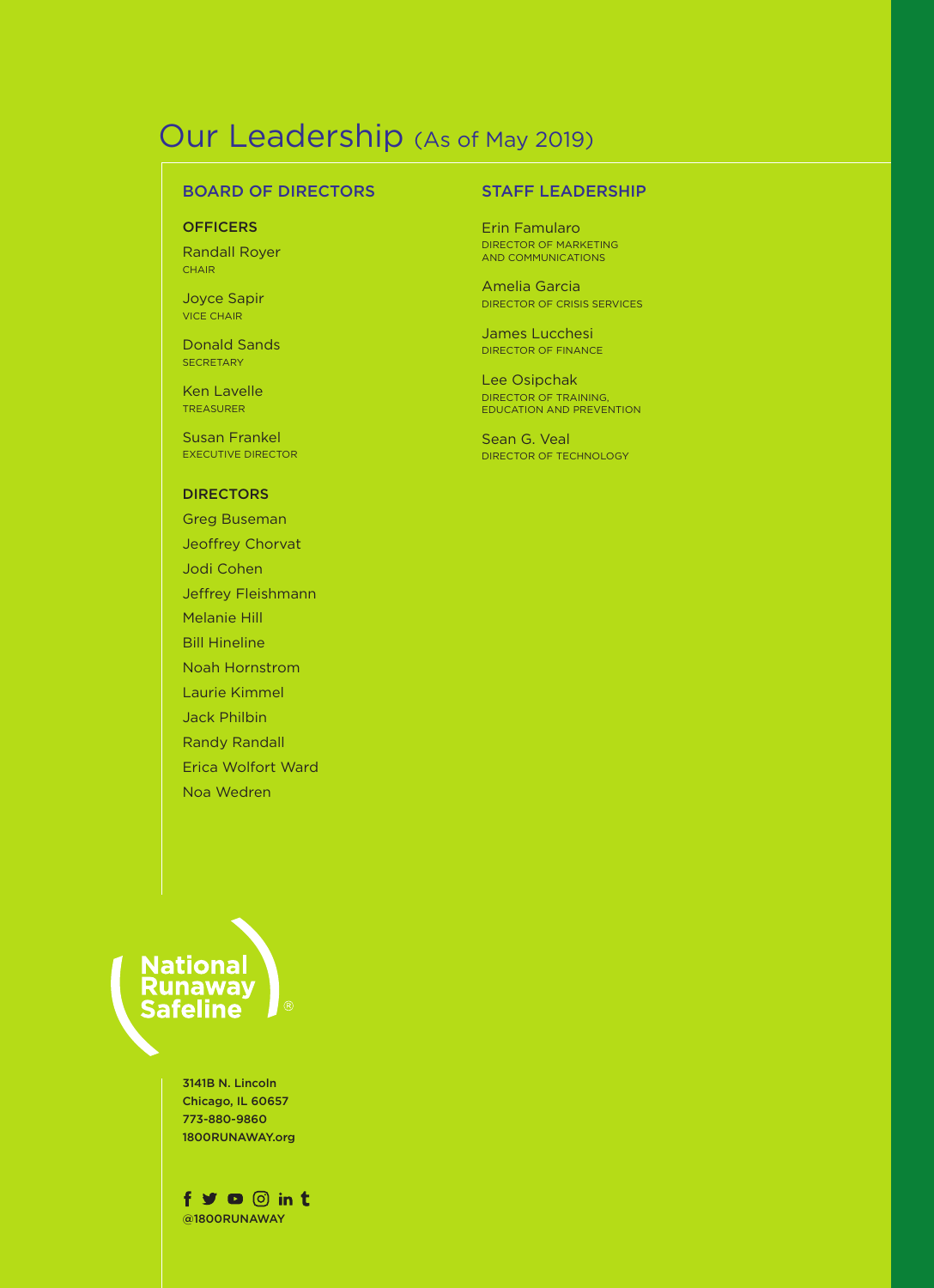# Our Leadership (As of May 2019)

## BOARD OF DIRECTORS

### OFFICERS

Randall Royer
CHAIR

Joyce Sapir
VICE CHAIR

Donald Sands
SECRETARY

Ken Lavelle
TREASURER

Susan Frankel
EXECUTIVE DIRECTOR

### DIRECTORS

Greg Buseman
Jeoffrey Chorvat
Jodi Cohen
Jeffrey Fleishmann
Melanie Hill
Bill Hineline
Noah Hornstrom
Laurie Kimmel
Jack Philbin
Randy Randall
Erica Wolfort Ward
Noa Wedren

## STAFF LEADERSHIP

Erin Famularo
DIRECTOR OF MARKETING AND COMMUNICATIONS

Amelia Garcia
DIRECTOR OF CRISIS SERVICES

James Lucchesi
DIRECTOR OF FINANCE

Lee Osipchak
DIRECTOR OF TRAINING, EDUCATION AND PREVENTION

Sean G. Veal
DIRECTOR OF TECHNOLOGY

National Runaway Safeline®

**3141B N. Lincoln**
**Chicago, IL 60657**
**773-880-9860**
**1800RUNAWAY.org**

**@1800RUNAWAY**